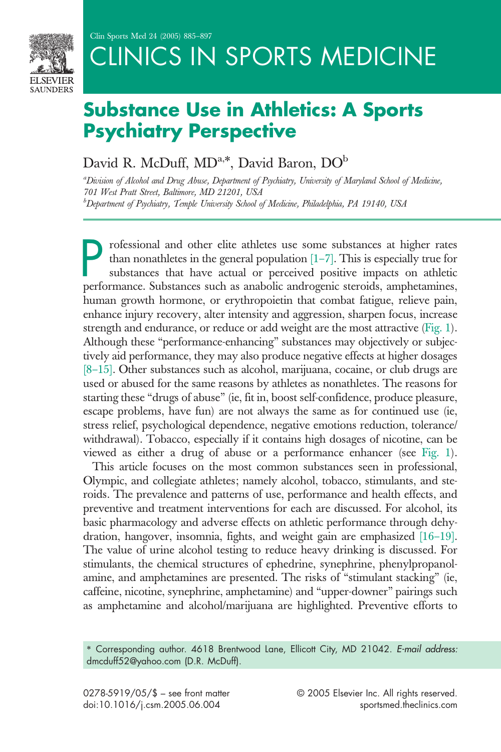# Substance Use in Athletics: A Sports Psychiatry Perspective

David R. McDuff, MD[a,*], David Baron, DO[b]

[a]*Division of Alcohol and Drug Abuse, Department of Psychiatry, University of Maryland School of Medicine, 701 West Pratt Street, Baltimore, MD 21201, USA*

[b]*Department of Psychiatry, Temple University School of Medicine, Philadelphia, PA 19140, USA*

Professional and other elite athletes use some substances at higher rates than nonathletes in the general population [1–7]. This is especially true for substances that have actual or perceived positive impacts on athletic performance. Substances such as anabolic androgenic steroids, amphetamines, human growth hormone, or erythropoietin that combat fatigue, relieve pain, enhance injury recovery, alter intensity and aggression, sharpen focus, increase strength and endurance, or reduce or add weight are the most attractive (Fig. 1). Although these "performance-enhancing" substances may objectively or subjectively aid performance, they may also produce negative effects at higher dosages [8–15]. Other substances such as alcohol, marijuana, cocaine, or club drugs are used or abused for the same reasons by athletes as nonathletes. The reasons for starting these "drugs of abuse" (ie, fit in, boost self-confidence, produce pleasure, escape problems, have fun) are not always the same as for continued use (ie, stress relief, psychological dependence, negative emotions reduction, tolerance/withdrawal). Tobacco, especially if it contains high dosages of nicotine, can be viewed as either a drug of abuse or a performance enhancer (see Fig. 1).

This article focuses on the most common substances seen in professional, Olympic, and collegiate athletes; namely alcohol, tobacco, stimulants, and steroids. The prevalence and patterns of use, performance and health effects, and preventive and treatment interventions for each are discussed. For alcohol, its basic pharmacology and adverse effects on athletic performance through dehydration, hangover, insomnia, fights, and weight gain are emphasized [16–19]. The value of urine alcohol testing to reduce heavy drinking is discussed. For stimulants, the chemical structures of ephedrine, synephrine, phenylpropanolamine, and amphetamines are presented. The risks of "stimulant stacking" (ie, caffeine, nicotine, synephrine, amphetamine) and "upper-downer" pairings such as amphetamine and alcohol/marijuana are highlighted. Preventive efforts to

\* Corresponding author. 4618 Brentwood Lane, Ellicott City, MD 21042. *E-mail address:* dmcduff52@yahoo.com (D.R. McDuff).

0278-5919/05/$ – see front matter © 2005 Elsevier Inc. All rights reserved.
doi:10.1016/j.csm.2005.06.004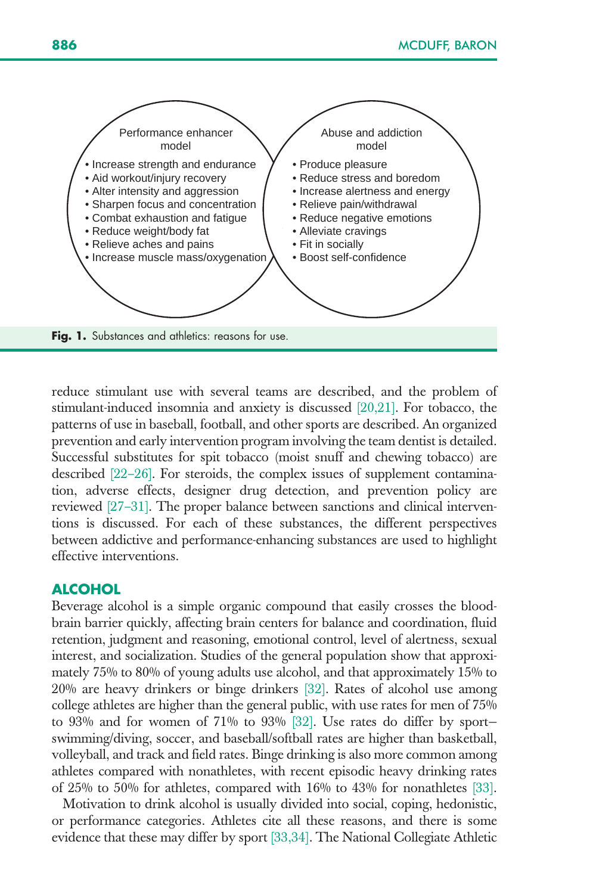Performance enhancer model

- Increase strength and endurance
- Aid workout/injury recovery
- Alter intensity and aggression
- Sharpen focus and concentration
- Combat exhaustion and fatigue
- Reduce weight/body fat
- Relieve aches and pains
- Increase muscle mass/oxygenation

Abuse and addiction model

- Produce pleasure
- Reduce stress and boredom
- Increase alertness and energy
- Relieve pain/withdrawal
- Reduce negative emotions
- Alleviate cravings
- Fit in socially
- Boost self-confidence

**Fig. 1.** Substances and athletics: reasons for use.

reduce stimulant use with several teams are described, and the problem of stimulant-induced insomnia and anxiety is discussed [20,21]. For tobacco, the patterns of use in baseball, football, and other sports are described. An organized prevention and early intervention program involving the team dentist is detailed. Successful substitutes for spit tobacco (moist snuff and chewing tobacco) are described [22–26]. For steroids, the complex issues of supplement contamination, adverse effects, designer drug detection, and prevention policy are reviewed [27–31]. The proper balance between sanctions and clinical interventions is discussed. For each of these substances, the different perspectives between addictive and performance-enhancing substances are used to highlight effective interventions.

## ALCOHOL

Beverage alcohol is a simple organic compound that easily crosses the blood-brain barrier quickly, affecting brain centers for balance and coordination, fluid retention, judgment and reasoning, emotional control, level of alertness, sexual interest, and socialization. Studies of the general population show that approximately 75% to 80% of young adults use alcohol, and that approximately 15% to 20% are heavy drinkers or binge drinkers [32]. Rates of alcohol use among college athletes are higher than the general public, with use rates for men of 75% to 93% and for women of 71% to 93% [32]. Use rates do differ by sport—swimming/diving, soccer, and baseball/softball rates are higher than basketball, volleyball, and track and field rates. Binge drinking is also more common among athletes compared with nonathletes, with recent episodic heavy drinking rates of 25% to 50% for athletes, compared with 16% to 43% for nonathletes [33].

Motivation to drink alcohol is usually divided into social, coping, hedonistic, or performance categories. Athletes cite all these reasons, and there is some evidence that these may differ by sport [33,34]. The National Collegiate Athletic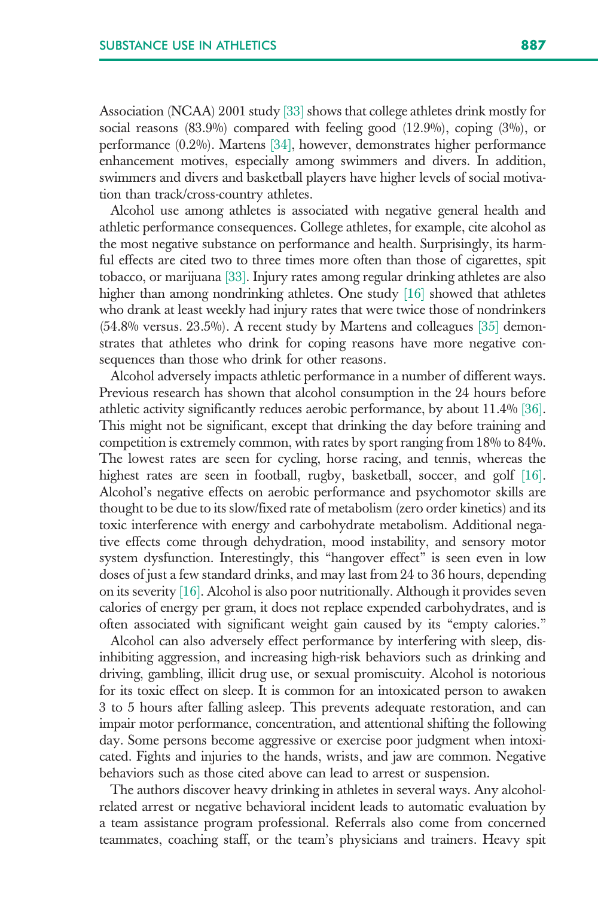Association (NCAA) 2001 study [33] shows that college athletes drink mostly for social reasons (83.9%) compared with feeling good (12.9%), coping (3%), or performance (0.2%). Martens [34], however, demonstrates higher performance enhancement motives, especially among swimmers and divers. In addition, swimmers and divers and basketball players have higher levels of social motivation than track/cross-country athletes.

Alcohol use among athletes is associated with negative general health and athletic performance consequences. College athletes, for example, cite alcohol as the most negative substance on performance and health. Surprisingly, its harmful effects are cited two to three times more often than those of cigarettes, spit tobacco, or marijuana [33]. Injury rates among regular drinking athletes are also higher than among nondrinking athletes. One study [16] showed that athletes who drank at least weekly had injury rates that were twice those of nondrinkers (54.8% versus. 23.5%). A recent study by Martens and colleagues [35] demonstrates that athletes who drink for coping reasons have more negative consequences than those who drink for other reasons.

Alcohol adversely impacts athletic performance in a number of different ways. Previous research has shown that alcohol consumption in the 24 hours before athletic activity significantly reduces aerobic performance, by about 11.4% [36]. This might not be significant, except that drinking the day before training and competition is extremely common, with rates by sport ranging from 18% to 84%. The lowest rates are seen for cycling, horse racing, and tennis, whereas the highest rates are seen in football, rugby, basketball, soccer, and golf [16]. Alcohol's negative effects on aerobic performance and psychomotor skills are thought to be due to its slow/fixed rate of metabolism (zero order kinetics) and its toxic interference with energy and carbohydrate metabolism. Additional negative effects come through dehydration, mood instability, and sensory motor system dysfunction. Interestingly, this "hangover effect" is seen even in low doses of just a few standard drinks, and may last from 24 to 36 hours, depending on its severity [16]. Alcohol is also poor nutritionally. Although it provides seven calories of energy per gram, it does not replace expended carbohydrates, and is often associated with significant weight gain caused by its "empty calories."

Alcohol can also adversely effect performance by interfering with sleep, disinhibiting aggression, and increasing high-risk behaviors such as drinking and driving, gambling, illicit drug use, or sexual promiscuity. Alcohol is notorious for its toxic effect on sleep. It is common for an intoxicated person to awaken 3 to 5 hours after falling asleep. This prevents adequate restoration, and can impair motor performance, concentration, and attentional shifting the following day. Some persons become aggressive or exercise poor judgment when intoxicated. Fights and injuries to the hands, wrists, and jaw are common. Negative behaviors such as those cited above can lead to arrest or suspension.

The authors discover heavy drinking in athletes in several ways. Any alcohol-related arrest or negative behavioral incident leads to automatic evaluation by a team assistance program professional. Referrals also come from concerned teammates, coaching staff, or the team's physicians and trainers. Heavy spit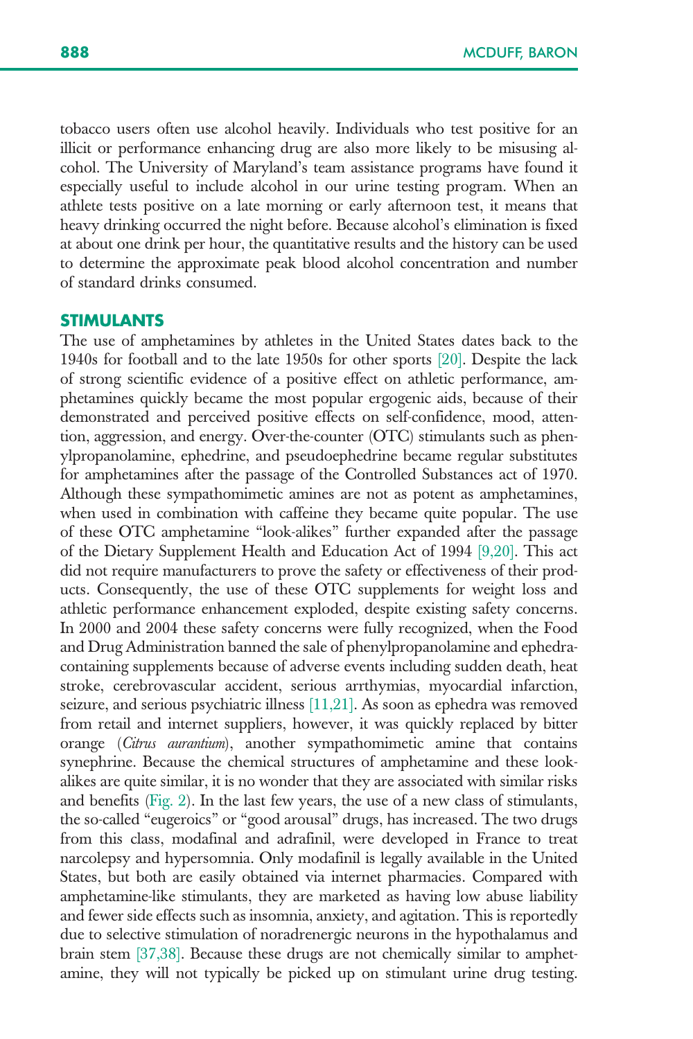tobacco users often use alcohol heavily. Individuals who test positive for an illicit or performance enhancing drug are also more likely to be misusing alcohol. The University of Maryland's team assistance programs have found it especially useful to include alcohol in our urine testing program. When an athlete tests positive on a late morning or early afternoon test, it means that heavy drinking occurred the night before. Because alcohol's elimination is fixed at about one drink per hour, the quantitative results and the history can be used to determine the approximate peak blood alcohol concentration and number of standard drinks consumed.

## STIMULANTS

The use of amphetamines by athletes in the United States dates back to the 1940s for football and to the late 1950s for other sports [20]. Despite the lack of strong scientific evidence of a positive effect on athletic performance, amphetamines quickly became the most popular ergogenic aids, because of their demonstrated and perceived positive effects on self-confidence, mood, attention, aggression, and energy. Over-the-counter (OTC) stimulants such as phenylpropanolamine, ephedrine, and pseudoephedrine became regular substitutes for amphetamines after the passage of the Controlled Substances act of 1970. Although these sympathomimetic amines are not as potent as amphetamines, when used in combination with caffeine they became quite popular. The use of these OTC amphetamine "look-alikes" further expanded after the passage of the Dietary Supplement Health and Education Act of 1994 [9,20]. This act did not require manufacturers to prove the safety or effectiveness of their products. Consequently, the use of these OTC supplements for weight loss and athletic performance enhancement exploded, despite existing safety concerns. In 2000 and 2004 these safety concerns were fully recognized, when the Food and Drug Administration banned the sale of phenylpropanolamine and ephedra-containing supplements because of adverse events including sudden death, heat stroke, cerebrovascular accident, serious arrthymias, myocardial infarction, seizure, and serious psychiatric illness [11,21]. As soon as ephedra was removed from retail and internet suppliers, however, it was quickly replaced by bitter orange (*Citrus aurantium*), another sympathomimetic amine that contains synephrine. Because the chemical structures of amphetamine and these look-alikes are quite similar, it is no wonder that they are associated with similar risks and benefits (Fig. 2). In the last few years, the use of a new class of stimulants, the so-called "eugeroics" or "good arousal" drugs, has increased. The two drugs from this class, modafinal and adrafinil, were developed in France to treat narcolepsy and hypersomnia. Only modafinil is legally available in the United States, but both are easily obtained via internet pharmacies. Compared with amphetamine-like stimulants, they are marketed as having low abuse liability and fewer side effects such as insomnia, anxiety, and agitation. This is reportedly due to selective stimulation of noradrenergic neurons in the hypothalamus and brain stem [37,38]. Because these drugs are not chemically similar to amphetamine, they will not typically be picked up on stimulant urine drug testing.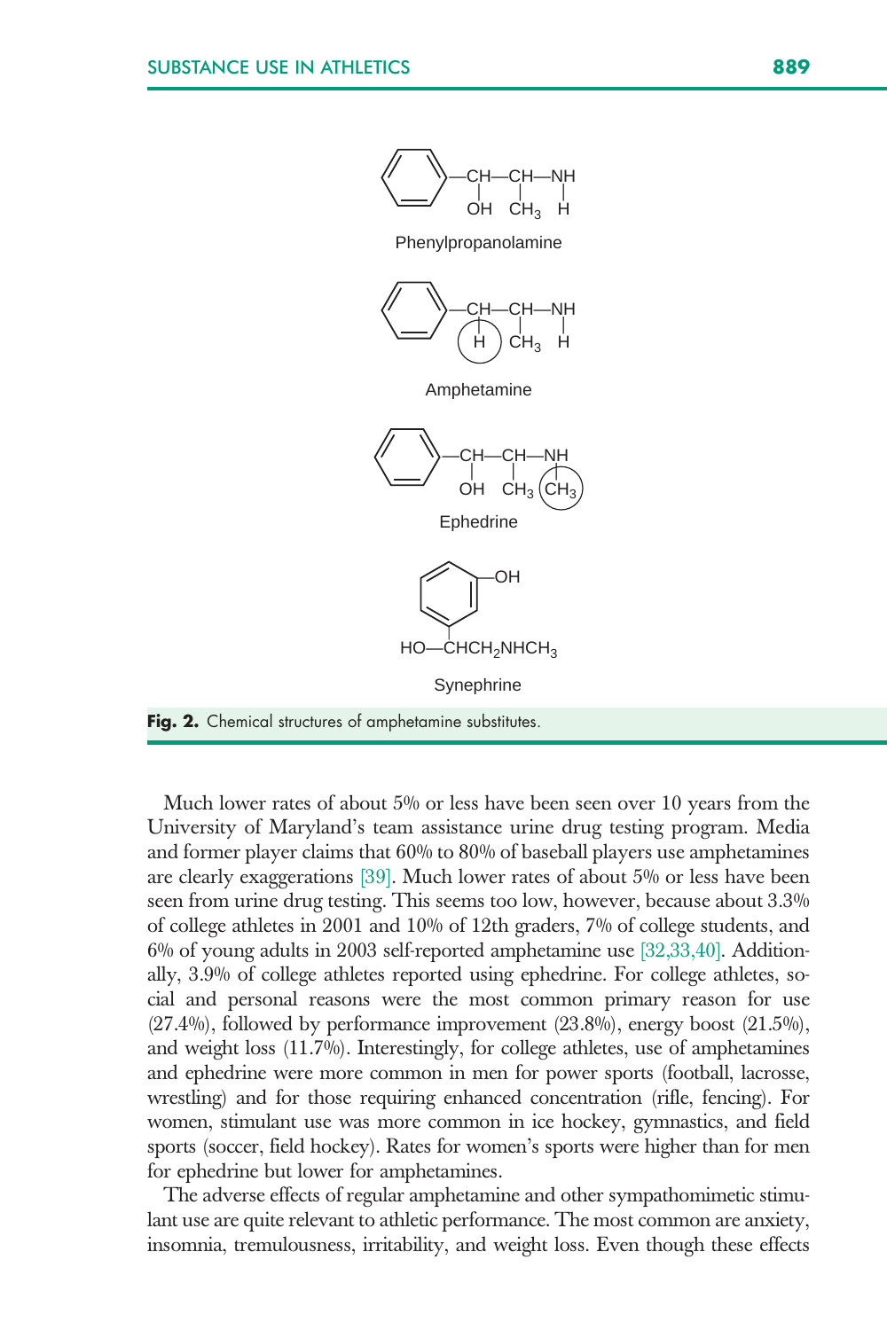Phenylpropanolamine

Amphetamine

Ephedrine

Synephrine

**Fig. 2.** Chemical structures of amphetamine substitutes.

Much lower rates of about 5% or less have been seen over 10 years from the University of Maryland's team assistance urine drug testing program. Media and former player claims that 60% to 80% of baseball players use amphetamines are clearly exaggerations [39]. Much lower rates of about 5% or less have been seen from urine drug testing. This seems too low, however, because about 3.3% of college athletes in 2001 and 10% of 12th graders, 7% of college students, and 6% of young adults in 2003 self-reported amphetamine use [32,33,40]. Additionally, 3.9% of college athletes reported using ephedrine. For college athletes, social and personal reasons were the most common primary reason for use (27.4%), followed by performance improvement (23.8%), energy boost (21.5%), and weight loss (11.7%). Interestingly, for college athletes, use of amphetamines and ephedrine were more common in men for power sports (football, lacrosse, wrestling) and for those requiring enhanced concentration (rifle, fencing). For women, stimulant use was more common in ice hockey, gymnastics, and field sports (soccer, field hockey). Rates for women's sports were higher than for men for ephedrine but lower for amphetamines.

The adverse effects of regular amphetamine and other sympathomimetic stimulant use are quite relevant to athletic performance. The most common are anxiety, insomnia, tremulousness, irritability, and weight loss. Even though these effects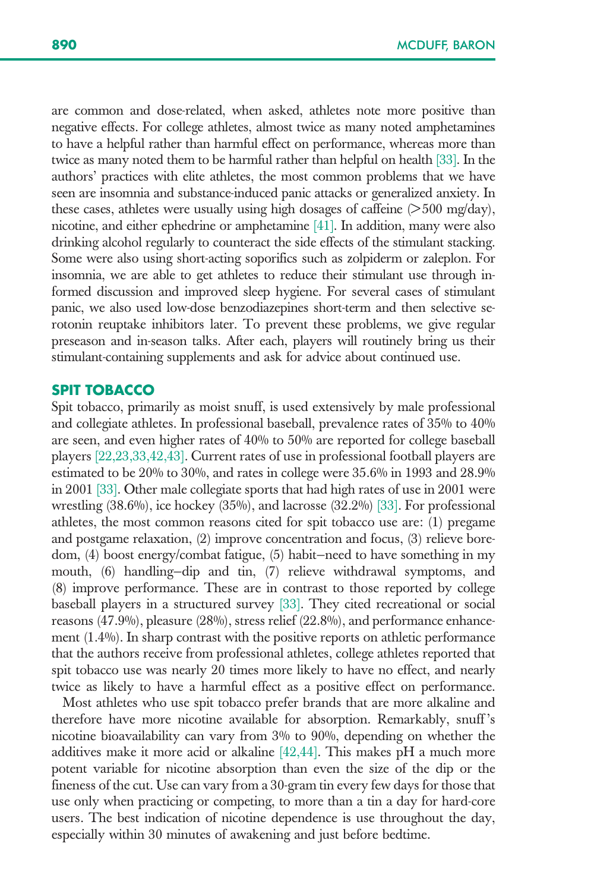are common and dose-related, when asked, athletes note more positive than negative effects. For college athletes, almost twice as many noted amphetamines to have a helpful rather than harmful effect on performance, whereas more than twice as many noted them to be harmful rather than helpful on health [33]. In the authors' practices with elite athletes, the most common problems that we have seen are insomnia and substance-induced panic attacks or generalized anxiety. In these cases, athletes were usually using high dosages of caffeine (>500 mg/day), nicotine, and either ephedrine or amphetamine [41]. In addition, many were also drinking alcohol regularly to counteract the side effects of the stimulant stacking. Some were also using short-acting soporifics such as zolpiderm or zaleplon. For insomnia, we are able to get athletes to reduce their stimulant use through informed discussion and improved sleep hygiene. For several cases of stimulant panic, we also used low-dose benzodiazepines short-term and then selective serotonin reuptake inhibitors later. To prevent these problems, we give regular preseason and in-season talks. After each, players will routinely bring us their stimulant-containing supplements and ask for advice about continued use.

## SPIT TOBACCO

Spit tobacco, primarily as moist snuff, is used extensively by male professional and collegiate athletes. In professional baseball, prevalence rates of 35% to 40% are seen, and even higher rates of 40% to 50% are reported for college baseball players [22,23,33,42,43]. Current rates of use in professional football players are estimated to be 20% to 30%, and rates in college were 35.6% in 1993 and 28.9% in 2001 [33]. Other male collegiate sports that had high rates of use in 2001 were wrestling (38.6%), ice hockey (35%), and lacrosse (32.2%) [33]. For professional athletes, the most common reasons cited for spit tobacco use are: (1) pregame and postgame relaxation, (2) improve concentration and focus, (3) relieve boredom, (4) boost energy/combat fatigue, (5) habit—need to have something in my mouth, (6) handling—dip and tin, (7) relieve withdrawal symptoms, and (8) improve performance. These are in contrast to those reported by college baseball players in a structured survey [33]. They cited recreational or social reasons (47.9%), pleasure (28%), stress relief (22.8%), and performance enhancement (1.4%). In sharp contrast with the positive reports on athletic performance that the authors receive from professional athletes, college athletes reported that spit tobacco use was nearly 20 times more likely to have no effect, and nearly twice as likely to have a harmful effect as a positive effect on performance.

Most athletes who use spit tobacco prefer brands that are more alkaline and therefore have more nicotine available for absorption. Remarkably, snuff's nicotine bioavailability can vary from 3% to 90%, depending on whether the additives make it more acid or alkaline [42,44]. This makes pH a much more potent variable for nicotine absorption than even the size of the dip or the fineness of the cut. Use can vary from a 30-gram tin every few days for those that use only when practicing or competing, to more than a tin a day for hard-core users. The best indication of nicotine dependence is use throughout the day, especially within 30 minutes of awakening and just before bedtime.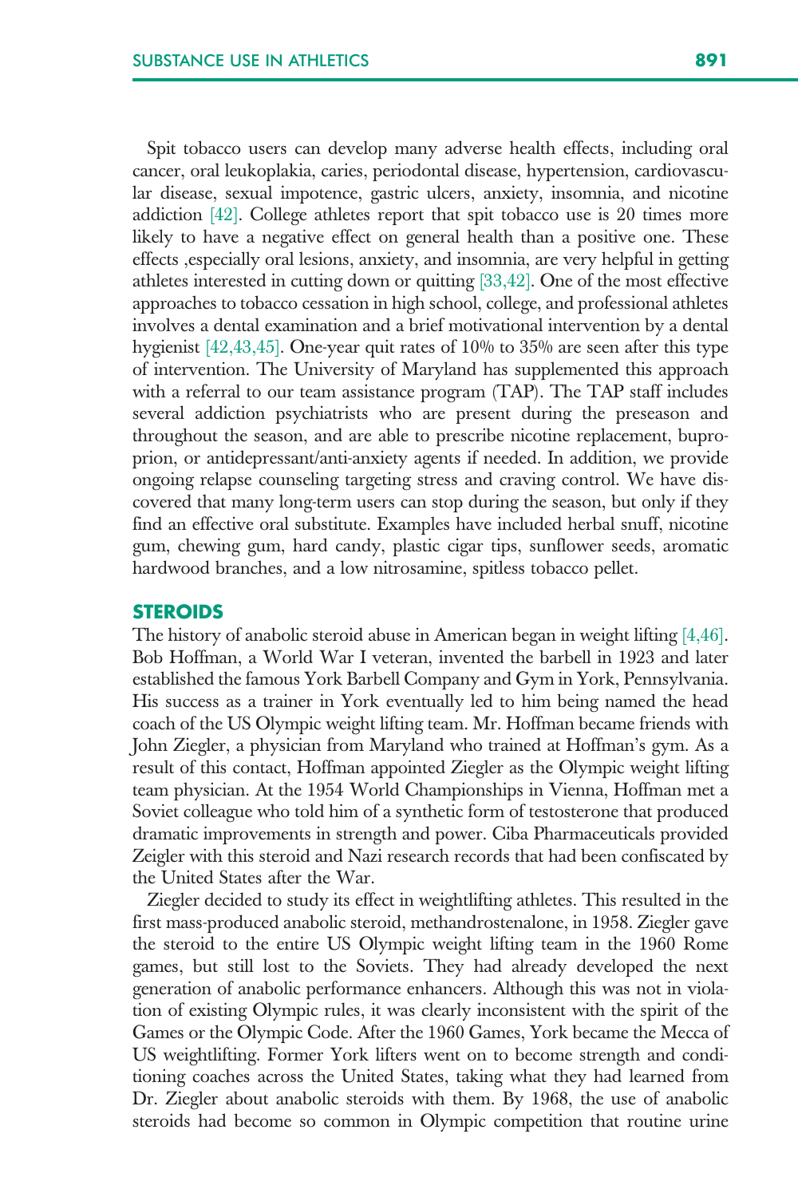Spit tobacco users can develop many adverse health effects, including oral cancer, oral leukoplakia, caries, periodontal disease, hypertension, cardiovascular disease, sexual impotence, gastric ulcers, anxiety, insomnia, and nicotine addiction [42]. College athletes report that spit tobacco use is 20 times more likely to have a negative effect on general health than a positive one. These effects ,especially oral lesions, anxiety, and insomnia, are very helpful in getting athletes interested in cutting down or quitting [33,42]. One of the most effective approaches to tobacco cessation in high school, college, and professional athletes involves a dental examination and a brief motivational intervention by a dental hygienist [42,43,45]. One-year quit rates of 10% to 35% are seen after this type of intervention. The University of Maryland has supplemented this approach with a referral to our team assistance program (TAP). The TAP staff includes several addiction psychiatrists who are present during the preseason and throughout the season, and are able to prescribe nicotine replacement, buproprion, or antidepressant/anti-anxiety agents if needed. In addition, we provide ongoing relapse counseling targeting stress and craving control. We have discovered that many long-term users can stop during the season, but only if they find an effective oral substitute. Examples have included herbal snuff, nicotine gum, chewing gum, hard candy, plastic cigar tips, sunflower seeds, aromatic hardwood branches, and a low nitrosamine, spitless tobacco pellet.

## STEROIDS

The history of anabolic steroid abuse in American began in weight lifting [4,46]. Bob Hoffman, a World War I veteran, invented the barbell in 1923 and later established the famous York Barbell Company and Gym in York, Pennsylvania. His success as a trainer in York eventually led to him being named the head coach of the US Olympic weight lifting team. Mr. Hoffman became friends with John Ziegler, a physician from Maryland who trained at Hoffman's gym. As a result of this contact, Hoffman appointed Ziegler as the Olympic weight lifting team physician. At the 1954 World Championships in Vienna, Hoffman met a Soviet colleague who told him of a synthetic form of testosterone that produced dramatic improvements in strength and power. Ciba Pharmaceuticals provided Zeigler with this steroid and Nazi research records that had been confiscated by the United States after the War.

Ziegler decided to study its effect in weightlifting athletes. This resulted in the first mass-produced anabolic steroid, methandrostenalone, in 1958. Ziegler gave the steroid to the entire US Olympic weight lifting team in the 1960 Rome games, but still lost to the Soviets. They had already developed the next generation of anabolic performance enhancers. Although this was not in violation of existing Olympic rules, it was clearly inconsistent with the spirit of the Games or the Olympic Code. After the 1960 Games, York became the Mecca of US weightlifting. Former York lifters went on to become strength and conditioning coaches across the United States, taking what they had learned from Dr. Ziegler about anabolic steroids with them. By 1968, the use of anabolic steroids had become so common in Olympic competition that routine urine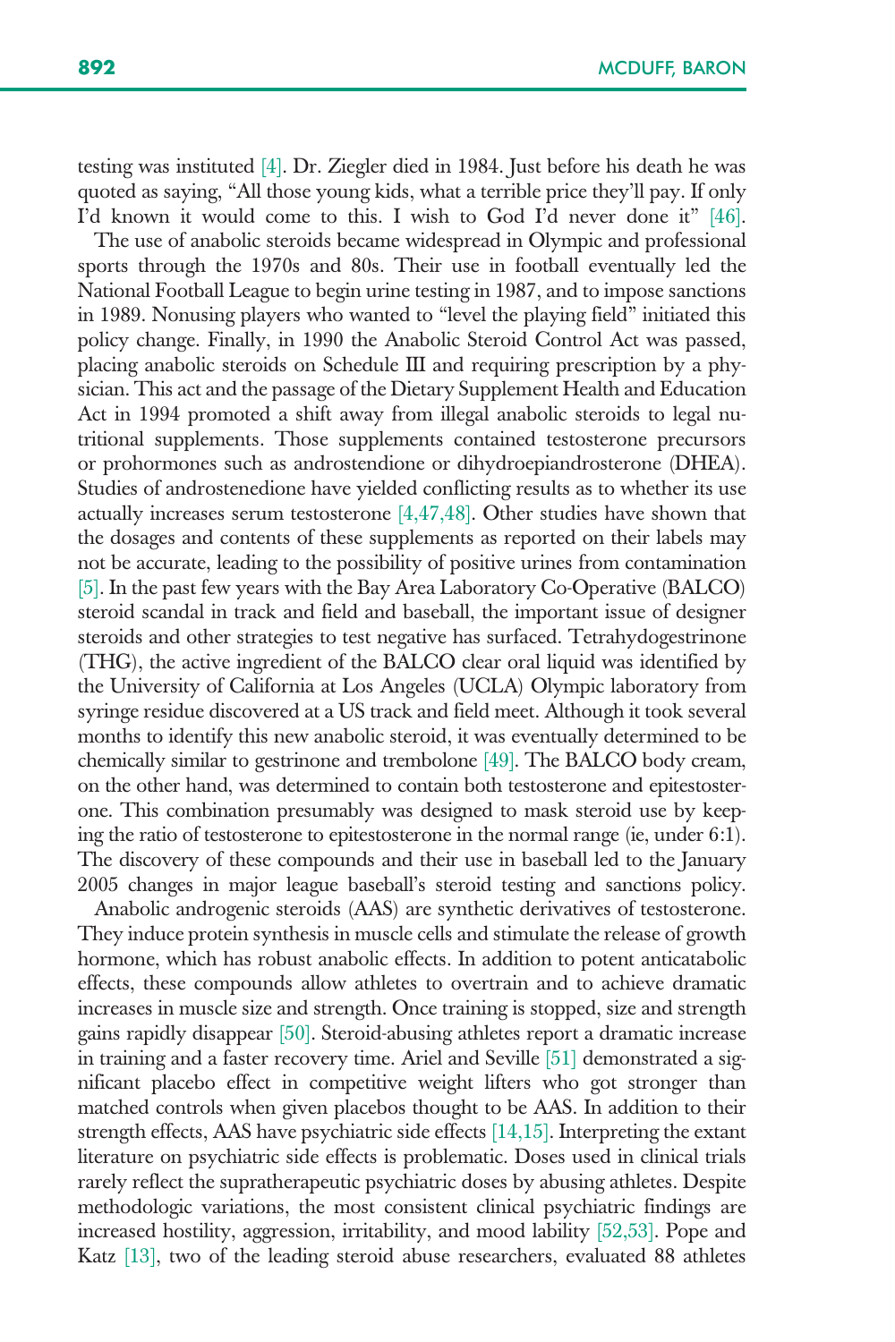testing was instituted [4]. Dr. Ziegler died in 1984. Just before his death he was quoted as saying, "All those young kids, what a terrible price they'll pay. If only I'd known it would come to this. I wish to God I'd never done it" [46].

The use of anabolic steroids became widespread in Olympic and professional sports through the 1970s and 80s. Their use in football eventually led the National Football League to begin urine testing in 1987, and to impose sanctions in 1989. Nonusing players who wanted to "level the playing field" initiated this policy change. Finally, in 1990 the Anabolic Steroid Control Act was passed, placing anabolic steroids on Schedule III and requiring prescription by a physician. This act and the passage of the Dietary Supplement Health and Education Act in 1994 promoted a shift away from illegal anabolic steroids to legal nutritional supplements. Those supplements contained testosterone precursors or prohormones such as androstendione or dihydroepiandrosterone (DHEA). Studies of androstenedione have yielded conflicting results as to whether its use actually increases serum testosterone [4,47,48]. Other studies have shown that the dosages and contents of these supplements as reported on their labels may not be accurate, leading to the possibility of positive urines from contamination [5]. In the past few years with the Bay Area Laboratory Co-Operative (BALCO) steroid scandal in track and field and baseball, the important issue of designer steroids and other strategies to test negative has surfaced. Tetrahydogestrinone (THG), the active ingredient of the BALCO clear oral liquid was identified by the University of California at Los Angeles (UCLA) Olympic laboratory from syringe residue discovered at a US track and field meet. Although it took several months to identify this new anabolic steroid, it was eventually determined to be chemically similar to gestrinone and trembolone [49]. The BALCO body cream, on the other hand, was determined to contain both testosterone and epitestosterone. This combination presumably was designed to mask steroid use by keeping the ratio of testosterone to epitestosterone in the normal range (ie, under 6:1). The discovery of these compounds and their use in baseball led to the January 2005 changes in major league baseball's steroid testing and sanctions policy.

Anabolic androgenic steroids (AAS) are synthetic derivatives of testosterone. They induce protein synthesis in muscle cells and stimulate the release of growth hormone, which has robust anabolic effects. In addition to potent anticatabolic effects, these compounds allow athletes to overtrain and to achieve dramatic increases in muscle size and strength. Once training is stopped, size and strength gains rapidly disappear [50]. Steroid-abusing athletes report a dramatic increase in training and a faster recovery time. Ariel and Seville [51] demonstrated a significant placebo effect in competitive weight lifters who got stronger than matched controls when given placebos thought to be AAS. In addition to their strength effects, AAS have psychiatric side effects [14,15]. Interpreting the extant literature on psychiatric side effects is problematic. Doses used in clinical trials rarely reflect the supratherapeutic psychiatric doses by abusing athletes. Despite methodologic variations, the most consistent clinical psychiatric findings are increased hostility, aggression, irritability, and mood lability [52,53]. Pope and Katz [13], two of the leading steroid abuse researchers, evaluated 88 athletes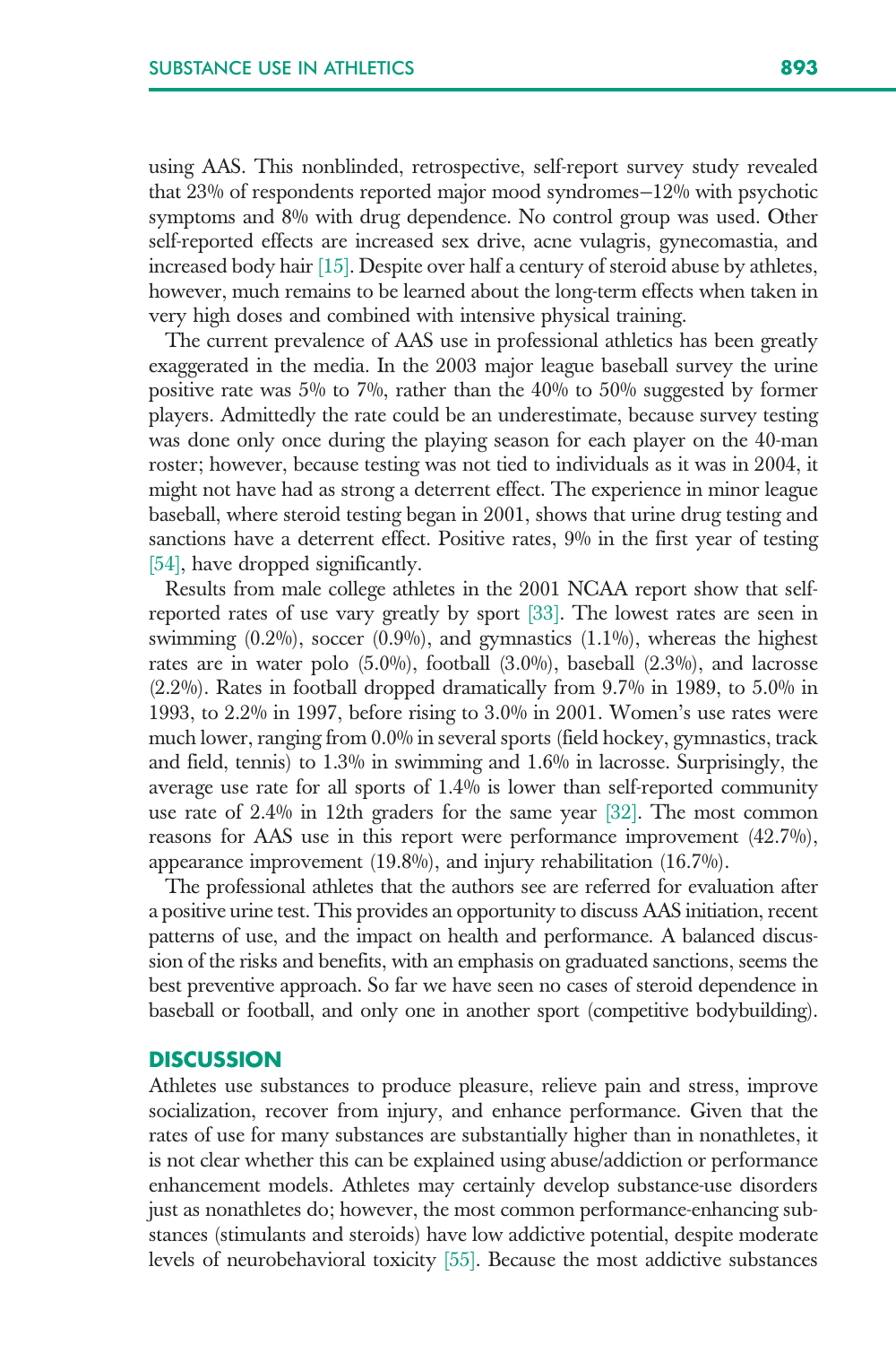using AAS. This nonblinded, retrospective, self-report survey study revealed that 23% of respondents reported major mood syndromes–12% with psychotic symptoms and 8% with drug dependence. No control group was used. Other self-reported effects are increased sex drive, acne vulagris, gynecomastia, and increased body hair [15]. Despite over half a century of steroid abuse by athletes, however, much remains to be learned about the long-term effects when taken in very high doses and combined with intensive physical training.

The current prevalence of AAS use in professional athletics has been greatly exaggerated in the media. In the 2003 major league baseball survey the urine positive rate was 5% to 7%, rather than the 40% to 50% suggested by former players. Admittedly the rate could be an underestimate, because survey testing was done only once during the playing season for each player on the 40-man roster; however, because testing was not tied to individuals as it was in 2004, it might not have had as strong a deterrent effect. The experience in minor league baseball, where steroid testing began in 2001, shows that urine drug testing and sanctions have a deterrent effect. Positive rates, 9% in the first year of testing [54], have dropped significantly.

Results from male college athletes in the 2001 NCAA report show that self-reported rates of use vary greatly by sport [33]. The lowest rates are seen in swimming (0.2%), soccer (0.9%), and gymnastics (1.1%), whereas the highest rates are in water polo (5.0%), football (3.0%), baseball (2.3%), and lacrosse (2.2%). Rates in football dropped dramatically from 9.7% in 1989, to 5.0% in 1993, to 2.2% in 1997, before rising to 3.0% in 2001. Women's use rates were much lower, ranging from 0.0% in several sports (field hockey, gymnastics, track and field, tennis) to 1.3% in swimming and 1.6% in lacrosse. Surprisingly, the average use rate for all sports of 1.4% is lower than self-reported community use rate of 2.4% in 12th graders for the same year [32]. The most common reasons for AAS use in this report were performance improvement (42.7%), appearance improvement (19.8%), and injury rehabilitation (16.7%).

The professional athletes that the authors see are referred for evaluation after a positive urine test. This provides an opportunity to discuss AAS initiation, recent patterns of use, and the impact on health and performance. A balanced discussion of the risks and benefits, with an emphasis on graduated sanctions, seems the best preventive approach. So far we have seen no cases of steroid dependence in baseball or football, and only one in another sport (competitive bodybuilding).

## DISCUSSION

Athletes use substances to produce pleasure, relieve pain and stress, improve socialization, recover from injury, and enhance performance. Given that the rates of use for many substances are substantially higher than in nonathletes, it is not clear whether this can be explained using abuse/addiction or performance enhancement models. Athletes may certainly develop substance-use disorders just as nonathletes do; however, the most common performance-enhancing substances (stimulants and steroids) have low addictive potential, despite moderate levels of neurobehavioral toxicity [55]. Because the most addictive substances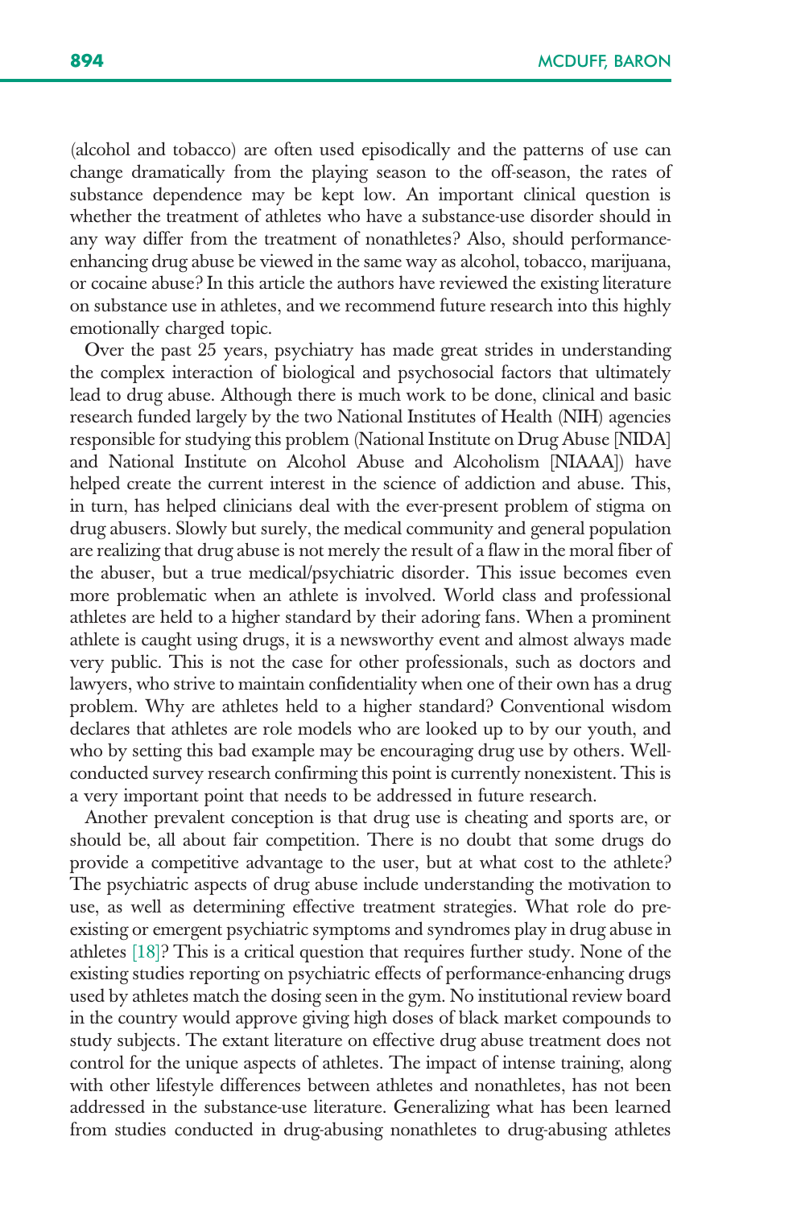(alcohol and tobacco) are often used episodically and the patterns of use can change dramatically from the playing season to the off-season, the rates of substance dependence may be kept low. An important clinical question is whether the treatment of athletes who have a substance-use disorder should in any way differ from the treatment of nonathletes? Also, should performance-enhancing drug abuse be viewed in the same way as alcohol, tobacco, marijuana, or cocaine abuse? In this article the authors have reviewed the existing literature on substance use in athletes, and we recommend future research into this highly emotionally charged topic.

Over the past 25 years, psychiatry has made great strides in understanding the complex interaction of biological and psychosocial factors that ultimately lead to drug abuse. Although there is much work to be done, clinical and basic research funded largely by the two National Institutes of Health (NIH) agencies responsible for studying this problem (National Institute on Drug Abuse [NIDA] and National Institute on Alcohol Abuse and Alcoholism [NIAAA]) have helped create the current interest in the science of addiction and abuse. This, in turn, has helped clinicians deal with the ever-present problem of stigma on drug abusers. Slowly but surely, the medical community and general population are realizing that drug abuse is not merely the result of a flaw in the moral fiber of the abuser, but a true medical/psychiatric disorder. This issue becomes even more problematic when an athlete is involved. World class and professional athletes are held to a higher standard by their adoring fans. When a prominent athlete is caught using drugs, it is a newsworthy event and almost always made very public. This is not the case for other professionals, such as doctors and lawyers, who strive to maintain confidentiality when one of their own has a drug problem. Why are athletes held to a higher standard? Conventional wisdom declares that athletes are role models who are looked up to by our youth, and who by setting this bad example may be encouraging drug use by others. Well-conducted survey research confirming this point is currently nonexistent. This is a very important point that needs to be addressed in future research.

Another prevalent conception is that drug use is cheating and sports are, or should be, all about fair competition. There is no doubt that some drugs do provide a competitive advantage to the user, but at what cost to the athlete? The psychiatric aspects of drug abuse include understanding the motivation to use, as well as determining effective treatment strategies. What role do pre-existing or emergent psychiatric symptoms and syndromes play in drug abuse in athletes [18]? This is a critical question that requires further study. None of the existing studies reporting on psychiatric effects of performance-enhancing drugs used by athletes match the dosing seen in the gym. No institutional review board in the country would approve giving high doses of black market compounds to study subjects. The extant literature on effective drug abuse treatment does not control for the unique aspects of athletes. The impact of intense training, along with other lifestyle differences between athletes and nonathletes, has not been addressed in the substance-use literature. Generalizing what has been learned from studies conducted in drug-abusing nonathletes to drug-abusing athletes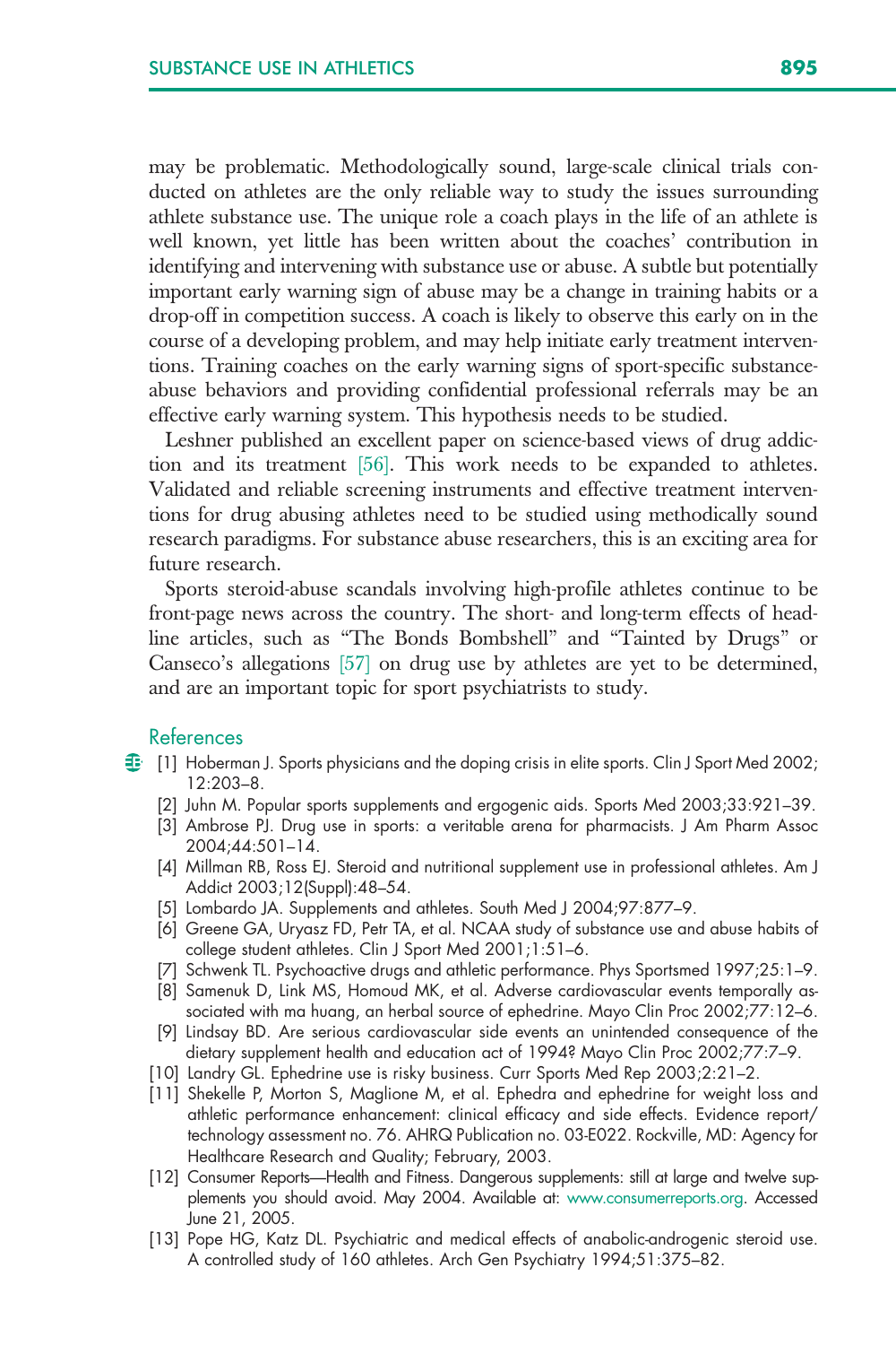may be problematic. Methodologically sound, large-scale clinical trials conducted on athletes are the only reliable way to study the issues surrounding athlete substance use. The unique role a coach plays in the life of an athlete is well known, yet little has been written about the coaches' contribution in identifying and intervening with substance use or abuse. A subtle but potentially important early warning sign of abuse may be a change in training habits or a drop-off in competition success. A coach is likely to observe this early on in the course of a developing problem, and may help initiate early treatment interventions. Training coaches on the early warning signs of sport-specific substance-abuse behaviors and providing confidential professional referrals may be an effective early warning system. This hypothesis needs to be studied.

Leshner published an excellent paper on science-based views of drug addiction and its treatment [56]. This work needs to be expanded to athletes. Validated and reliable screening instruments and effective treatment interventions for drug abusing athletes need to be studied using methodically sound research paradigms. For substance abuse researchers, this is an exciting area for future research.

Sports steroid-abuse scandals involving high-profile athletes continue to be front-page news across the country. The short- and long-term effects of headline articles, such as "The Bonds Bombshell" and "Tainted by Drugs" or Canseco's allegations [57] on drug use by athletes are yet to be determined, and are an important topic for sport psychiatrists to study.

## References

[1] Hoberman J. Sports physicians and the doping crisis in elite sports. Clin J Sport Med 2002; 12:203–8.

[2] Juhn M. Popular sports supplements and ergogenic aids. Sports Med 2003;33:921–39.

[3] Ambrose PJ. Drug use in sports: a veritable arena for pharmacists. J Am Pharm Assoc 2004;44:501–14.

[4] Millman RB, Ross EJ. Steroid and nutritional supplement use in professional athletes. Am J Addict 2003;12(Suppl):48–54.

[5] Lombardo JA. Supplements and athletes. South Med J 2004;97:877–9.

[6] Greene GA, Uryasz FD, Petr TA, et al. NCAA study of substance use and abuse habits of college student athletes. Clin J Sport Med 2001;1:51–6.

[7] Schwenk TL. Psychoactive drugs and athletic performance. Phys Sportsmed 1997;25:1–9.

[8] Samenuk D, Link MS, Homoud MK, et al. Adverse cardiovascular events temporally associated with ma huang, an herbal source of ephedrine. Mayo Clin Proc 2002;77:12–6.

[9] Lindsay BD. Are serious cardiovascular side events an unintended consequence of the dietary supplement health and education act of 1994? Mayo Clin Proc 2002;77:7–9.

[10] Landry GL. Ephedrine use is risky business. Curr Sports Med Rep 2003;2:21–2.

[11] Shekelle P, Morton S, Maglione M, et al. Ephedra and ephedrine for weight loss and athletic performance enhancement: clinical efficacy and side effects. Evidence report/technology assessment no. 76. AHRQ Publication no. 03-E022. Rockville, MD: Agency for Healthcare Research and Quality; February, 2003.

[12] Consumer Reports—Health and Fitness. Dangerous supplements: still at large and twelve supplements you should avoid. May 2004. Available at: www.consumerreports.org. Accessed June 21, 2005.

[13] Pope HG, Katz DL. Psychiatric and medical effects of anabolic-androgenic steroid use. A controlled study of 160 athletes. Arch Gen Psychiatry 1994;51:375–82.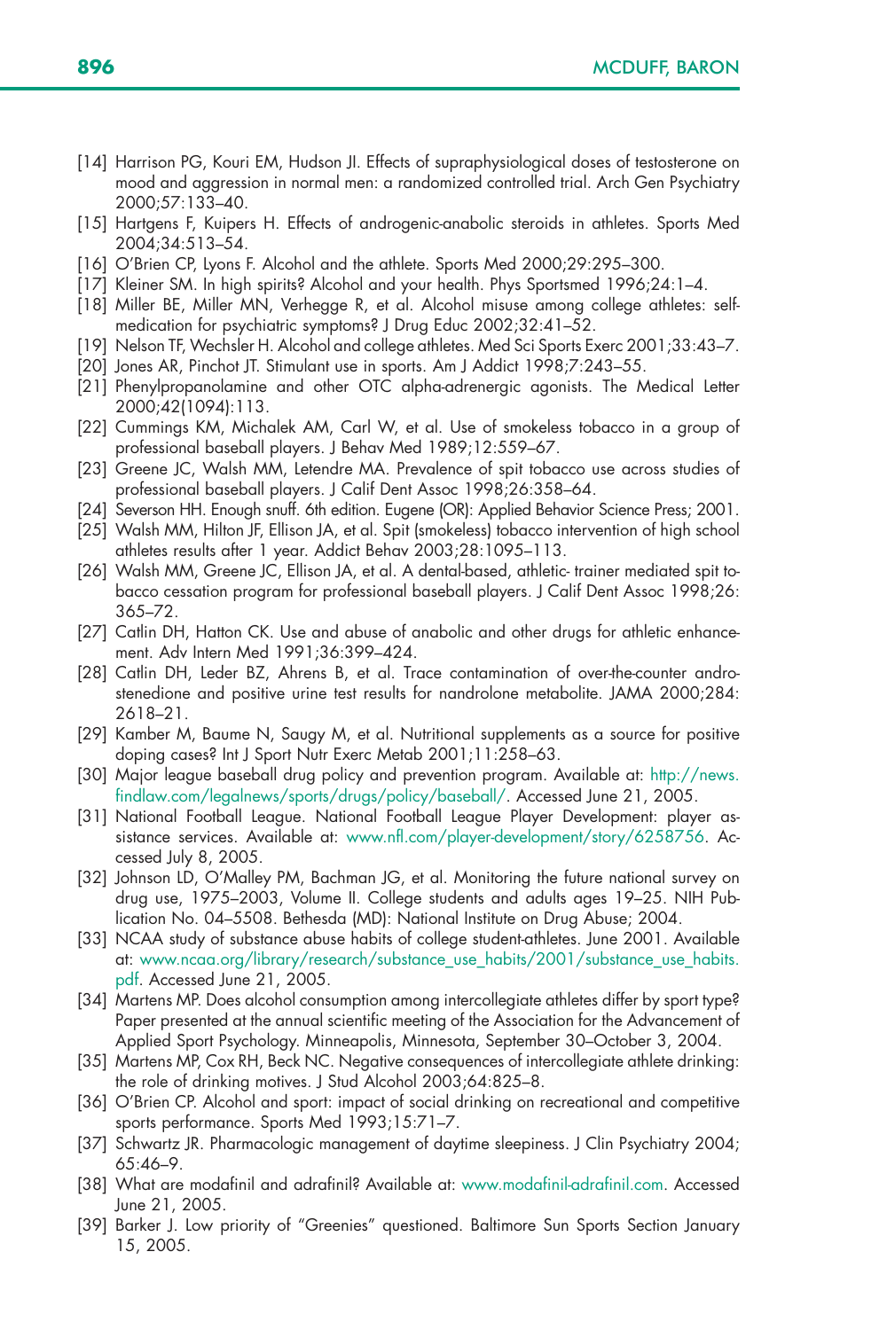[14] Harrison PG, Kouri EM, Hudson JI. Effects of supraphysiological doses of testosterone on mood and aggression in normal men: a randomized controlled trial. Arch Gen Psychiatry 2000;57:133–40.

[15] Hartgens F, Kuipers H. Effects of androgenic-anabolic steroids in athletes. Sports Med 2004;34:513–54.

[16] O'Brien CP, Lyons F. Alcohol and the athlete. Sports Med 2000;29:295–300.

[17] Kleiner SM. In high spirits? Alcohol and your health. Phys Sportsmed 1996;24:1–4.

[18] Miller BE, Miller MN, Verhegge R, et al. Alcohol misuse among college athletes: self-medication for psychiatric symptoms? J Drug Educ 2002;32:41–52.

[19] Nelson TF, Wechsler H. Alcohol and college athletes. Med Sci Sports Exerc 2001;33:43–7.

[20] Jones AR, Pinchot JT. Stimulant use in sports. Am J Addict 1998;7:243–55.

[21] Phenylpropanolamine and other OTC alpha-adrenergic agonists. The Medical Letter 2000;42(1094):113.

[22] Cummings KM, Michalek AM, Carl W, et al. Use of smokeless tobacco in a group of professional baseball players. J Behav Med 1989;12:559–67.

[23] Greene JC, Walsh MM, Letendre MA. Prevalence of spit tobacco use across studies of professional baseball players. J Calif Dent Assoc 1998;26:358–64.

[24] Severson HH. Enough snuff. 6th edition. Eugene (OR): Applied Behavior Science Press; 2001.

[25] Walsh MM, Hilton JF, Ellison JA, et al. Spit (smokeless) tobacco intervention of high school athletes results after 1 year. Addict Behav 2003;28:1095–113.

[26] Walsh MM, Greene JC, Ellison JA, et al. A dental-based, athletic- trainer mediated spit tobacco cessation program for professional baseball players. J Calif Dent Assoc 1998;26: 365–72.

[27] Catlin DH, Hatton CK. Use and abuse of anabolic and other drugs for athletic enhancement. Adv Intern Med 1991;36:399–424.

[28] Catlin DH, Leder BZ, Ahrens B, et al. Trace contamination of over-the-counter androstenedione and positive urine test results for nandrolone metabolite. JAMA 2000;284: 2618–21.

[29] Kamber M, Baume N, Saugy M, et al. Nutritional supplements as a source for positive doping cases? Int J Sport Nutr Exerc Metab 2001;11:258–63.

[30] Major league baseball drug policy and prevention program. Available at: http://news.findlaw.com/legalnews/sports/drugs/policy/baseball/. Accessed June 21, 2005.

[31] National Football League. National Football League Player Development: player assistance services. Available at: www.nfl.com/player-development/story/6258756. Accessed July 8, 2005.

[32] Johnson LD, O'Malley PM, Bachman JG, et al. Monitoring the future national survey on drug use, 1975–2003, Volume II. College students and adults ages 19–25. NIH Publication No. 04–5508. Bethesda (MD): National Institute on Drug Abuse; 2004.

[33] NCAA study of substance abuse habits of college student-athletes. June 2001. Available at: www.ncaa.org/library/research/substance_use_habits/2001/substance_use_habits.pdf. Accessed June 21, 2005.

[34] Martens MP. Does alcohol consumption among intercollegiate athletes differ by sport type? Paper presented at the annual scientific meeting of the Association for the Advancement of Applied Sport Psychology. Minneapolis, Minnesota, September 30–October 3, 2004.

[35] Martens MP, Cox RH, Beck NC. Negative consequences of intercollegiate athlete drinking: the role of drinking motives. J Stud Alcohol 2003;64:825–8.

[36] O'Brien CP. Alcohol and sport: impact of social drinking on recreational and competitive sports performance. Sports Med 1993;15:71–7.

[37] Schwartz JR. Pharmacologic management of daytime sleepiness. J Clin Psychiatry 2004; 65:46–9.

[38] What are modafinil and adrafinil? Available at: www.modafinil-adrafinil.com. Accessed June 21, 2005.

[39] Barker J. Low priority of "Greenies" questioned. Baltimore Sun Sports Section January 15, 2005.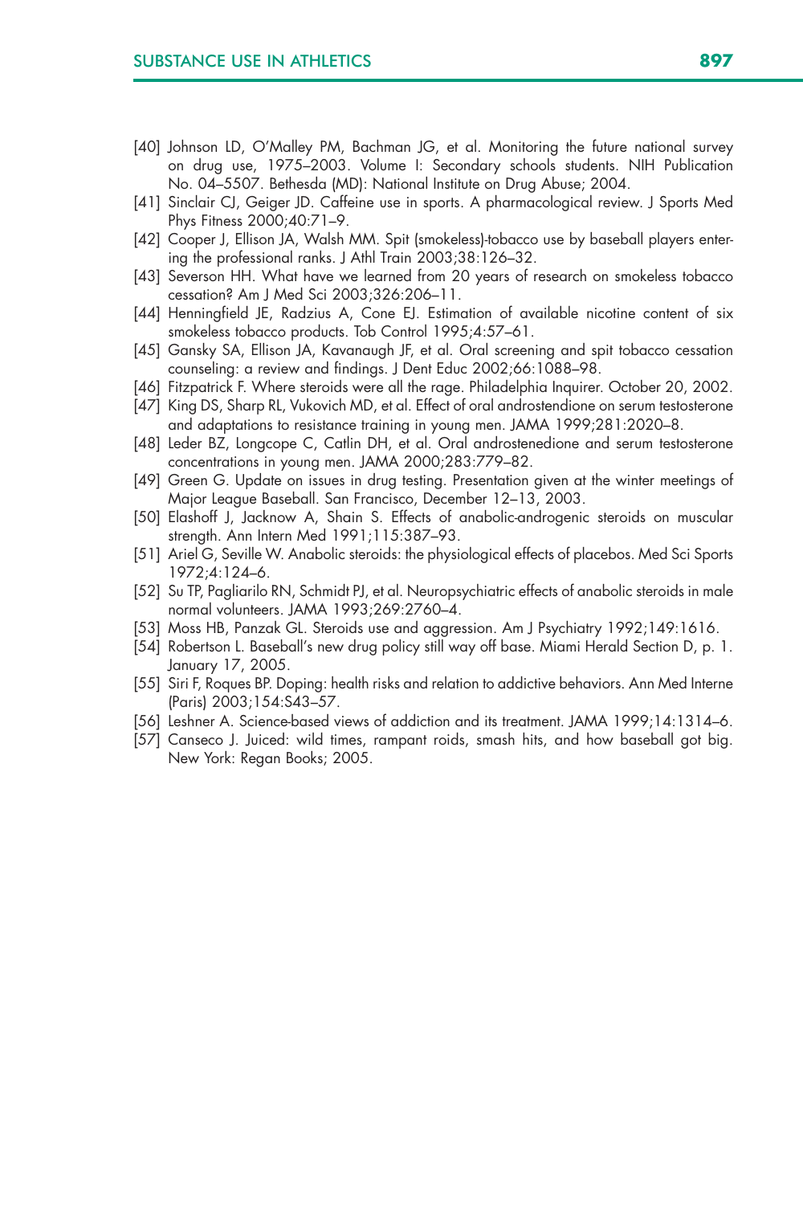[40] Johnson LD, O'Malley PM, Bachman JG, et al. Monitoring the future national survey on drug use, 1975–2003. Volume I: Secondary schools students. NIH Publication No. 04–5507. Bethesda (MD): National Institute on Drug Abuse; 2004.

[41] Sinclair CJ, Geiger JD. Caffeine use in sports. A pharmacological review. J Sports Med Phys Fitness 2000;40:71–9.

[42] Cooper J, Ellison JA, Walsh MM. Spit (smokeless)-tobacco use by baseball players entering the professional ranks. J Athl Train 2003;38:126–32.

[43] Severson HH. What have we learned from 20 years of research on smokeless tobacco cessation? Am J Med Sci 2003;326:206–11.

[44] Henningfield JE, Radzius A, Cone EJ. Estimation of available nicotine content of six smokeless tobacco products. Tob Control 1995;4:57–61.

[45] Gansky SA, Ellison JA, Kavanaugh JF, et al. Oral screening and spit tobacco cessation counseling: a review and findings. J Dent Educ 2002;66:1088–98.

[46] Fitzpatrick F. Where steroids were all the rage. Philadelphia Inquirer. October 20, 2002.

[47] King DS, Sharp RL, Vukovich MD, et al. Effect of oral androstendione on serum testosterone and adaptations to resistance training in young men. JAMA 1999;281:2020–8.

[48] Leder BZ, Longcope C, Catlin DH, et al. Oral androstenedione and serum testosterone concentrations in young men. JAMA 2000;283:779–82.

[49] Green G. Update on issues in drug testing. Presentation given at the winter meetings of Major League Baseball. San Francisco, December 12–13, 2003.

[50] Elashoff J, Jacknow A, Shain S. Effects of anabolic-androgenic steroids on muscular strength. Ann Intern Med 1991;115:387–93.

[51] Ariel G, Seville W. Anabolic steroids: the physiological effects of placebos. Med Sci Sports 1972;4:124–6.

[52] Su TP, Pagliarilo RN, Schmidt PJ, et al. Neuropsychiatric effects of anabolic steroids in male normal volunteers. JAMA 1993;269:2760–4.

[53] Moss HB, Panzak GL. Steroids use and aggression. Am J Psychiatry 1992;149:1616.

[54] Robertson L. Baseball's new drug policy still way off base. Miami Herald Section D, p. 1. January 17, 2005.

[55] Siri F, Roques BP. Doping: health risks and relation to addictive behaviors. Ann Med Interne (Paris) 2003;154:S43–57.

[56] Leshner A. Science-based views of addiction and its treatment. JAMA 1999;14:1314–6.

[57] Canseco J. Juiced: wild times, rampant roids, smash hits, and how baseball got big. New York: Regan Books; 2005.